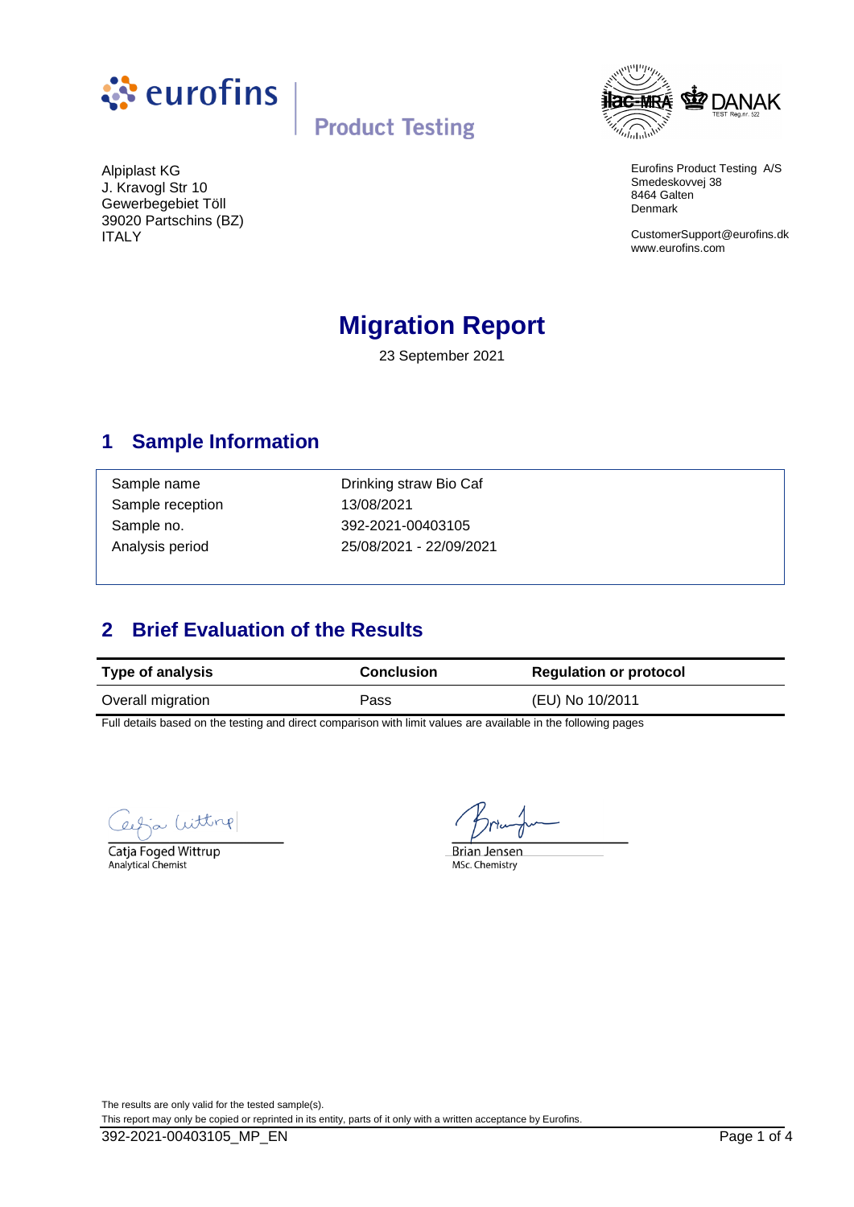eurofins | Product Testing

Alpiplast KG
J. Kravogl Str 10
Gewerbegebiet Töll
39020 Partschins (BZ)
ITALY

Eurofins Product Testing A/S
Smedeskovvej 38
8464 Galten
Denmark

CustomerSupport@eurofins.dk
www.eurofins.com

# Migration Report

23 September 2021

## 1 Sample Information

| | |
|---|---|
| Sample name | Drinking straw Bio Caf |
| Sample reception | 13/08/2021 |
| Sample no. | 392-2021-00403105 |
| Analysis period | 25/08/2021 - 22/09/2021 |

## 2 Brief Evaluation of the Results

| Type of analysis | Conclusion | Regulation or protocol |
|---|---|---|
| Overall migration | Pass | (EU) No 10/2011 |

Full details based on the testing and direct comparison with limit values are available in the following pages

Catja Foged Wittrup
Analytical Chemist

Brian Jensen
MSc. Chemistry

The results are only valid for the tested sample(s).
This report may only be copied or reprinted in its entity, parts of it only with a written acceptance by Eurofins.

392-2021-00403105_MP_EN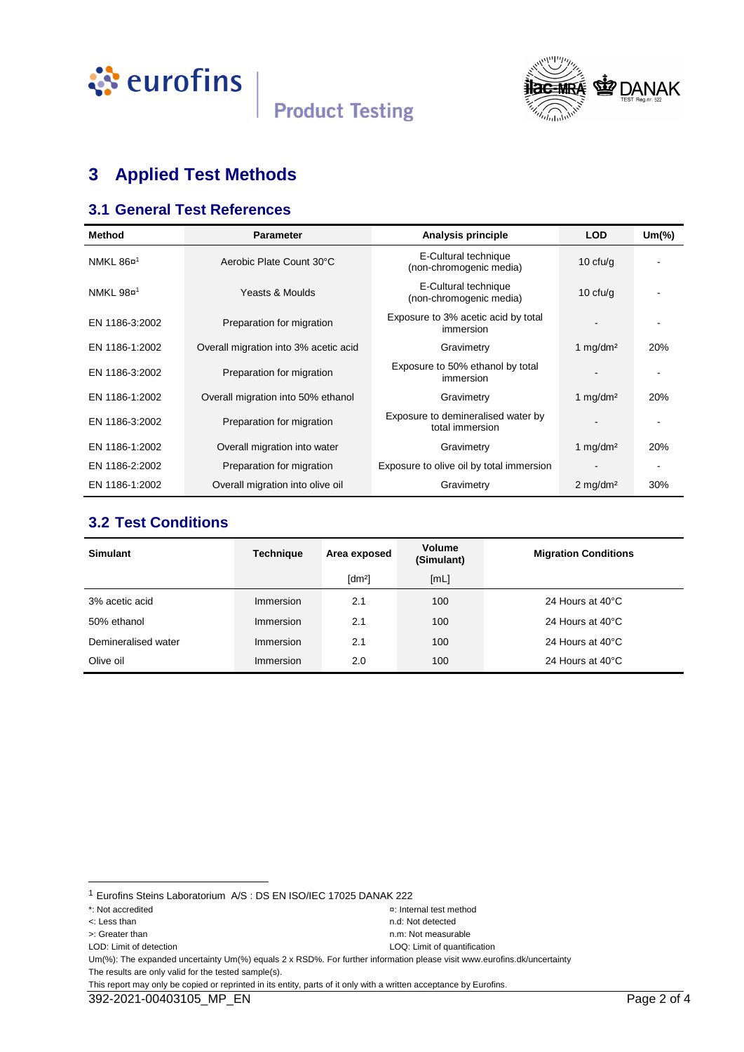# 3 Applied Test Methods

## 3.1 General Test References

| Method | Parameter | Analysis principle | LOD | Um(%) |
|---|---|---|---|---|
| NMKL 86¤[1] | Aerobic Plate Count 30°C | E-Cultural technique (non-chromogenic media) | 10 cfu/g | - |
| NMKL 98¤[1] | Yeasts & Moulds | E-Cultural technique (non-chromogenic media) | 10 cfu/g | - |
| EN 1186-3:2002 | Preparation for migration | Exposure to 3% acetic acid by total immersion | - | - |
| EN 1186-1:2002 | Overall migration into 3% acetic acid | Gravimetry | 1 mg/dm² | 20% |
| EN 1186-3:2002 | Preparation for migration | Exposure to 50% ethanol by total immersion | - | - |
| EN 1186-1:2002 | Overall migration into 50% ethanol | Gravimetry | 1 mg/dm² | 20% |
| EN 1186-3:2002 | Preparation for migration | Exposure to demineralised water by total immersion | - | - |
| EN 1186-1:2002 | Overall migration into water | Gravimetry | 1 mg/dm² | 20% |
| EN 1186-2:2002 | Preparation for migration | Exposure to olive oil by total immersion | - | - |
| EN 1186-1:2002 | Overall migration into olive oil | Gravimetry | 2 mg/dm² | 30% |

## 3.2 Test Conditions

| Simulant | Technique | Area exposed | Volume (Simulant) | Migration Conditions |
|---|---|---|---|---|
| | | [dm²] | [mL] | |
| 3% acetic acid | Immersion | 2.1 | 100 | 24 Hours at 40°C |
| 50% ethanol | Immersion | 2.1 | 100 | 24 Hours at 40°C |
| Demineralised water | Immersion | 2.1 | 100 | 24 Hours at 40°C |
| Olive oil | Immersion | 2.0 | 100 | 24 Hours at 40°C |

[1] Eurofins Steins Laboratorium A/S : DS EN ISO/IEC 17025 DANAK 222

*: Not accredited
¤: Internal test method
<: Less than
n.d: Not detected
>: Greater than
n.m: Not measurable
LOD: Limit of detection
LOQ: Limit of quantification

Um(%): The expanded uncertainty Um(%) equals 2 x RSD%. For further information please visit www.eurofins.dk/uncertainty

The results are only valid for the tested sample(s).

This report may only be copied or reprinted in its entity, parts of it only with a written acceptance by Eurofins.

392-2021-00403105_MP_EN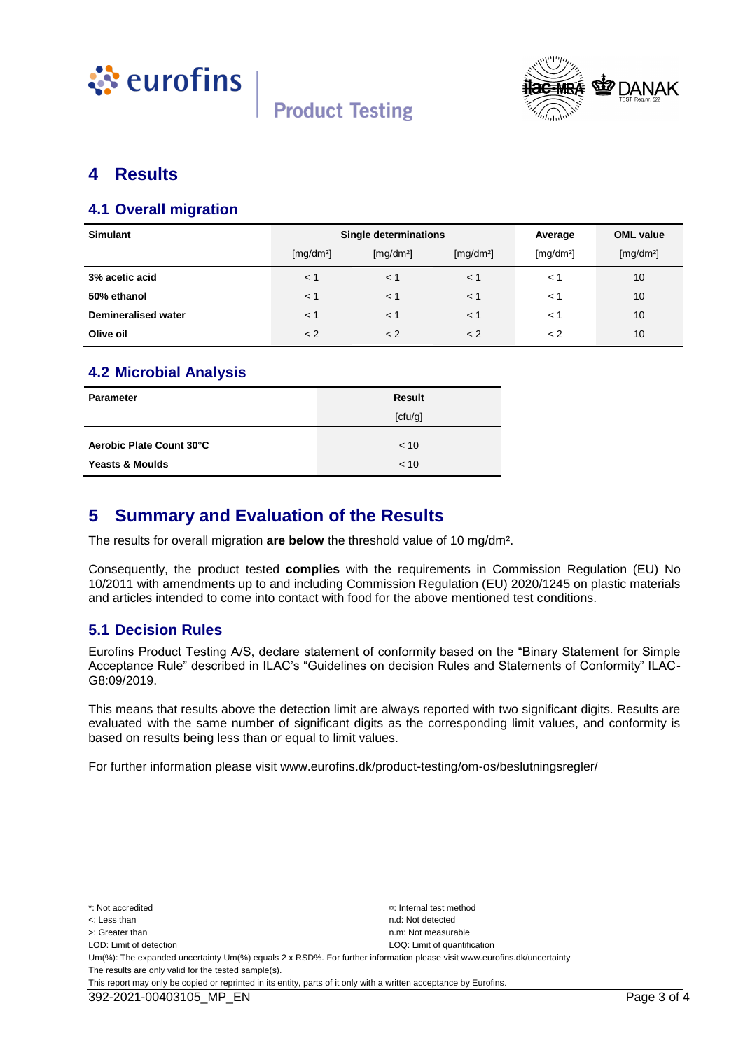# 4 Results

## 4.1 Overall migration

| Simulant | Single determinations | | | Average | OML value |
|---|---|---|---|---|---|
| | [mg/dm²] | [mg/dm²] | [mg/dm²] | [mg/dm²] | [mg/dm²] |
| **3% acetic acid** | < 1 | < 1 | < 1 | < 1 | 10 |
| **50% ethanol** | < 1 | < 1 | < 1 | < 1 | 10 |
| **Demineralised water** | < 1 | < 1 | < 1 | < 1 | 10 |
| **Olive oil** | < 2 | < 2 | < 2 | < 2 | 10 |

## 4.2 Microbial Analysis

| Parameter | Result |
|---|---|
| | [cfu/g] |
| **Aerobic Plate Count 30°C** | < 10 |
| **Yeasts & Moulds** | < 10 |

# 5 Summary and Evaluation of the Results

The results for overall migration **are below** the threshold value of 10 mg/dm².

Consequently, the product tested **complies** with the requirements in Commission Regulation (EU) No 10/2011 with amendments up to and including Commission Regulation (EU) 2020/1245 on plastic materials and articles intended to come into contact with food for the above mentioned test conditions.

## 5.1 Decision Rules

Eurofins Product Testing A/S, declare statement of conformity based on the "Binary Statement for Simple Acceptance Rule" described in ILAC's "Guidelines on decision Rules and Statements of Conformity" ILAC-G8:09/2019.

This means that results above the detection limit are always reported with two significant digits. Results are evaluated with the same number of significant digits as the corresponding limit values, and conformity is based on results being less than or equal to limit values.

For further information please visit www.eurofins.dk/product-testing/om-os/beslutningsregler/

*: Not accredited
¤: Internal test method
<: Less than
n.d: Not detected
>: Greater than
n.m: Not measurable
LOD: Limit of detection
LOQ: Limit of quantification
Um(%): The expanded uncertainty Um(%) equals 2 x RSD%. For further information please visit www.eurofins.dk/uncertainty
The results are only valid for the tested sample(s).
This report may only be copied or reprinted in its entity, parts of it only with a written acceptance by Eurofins.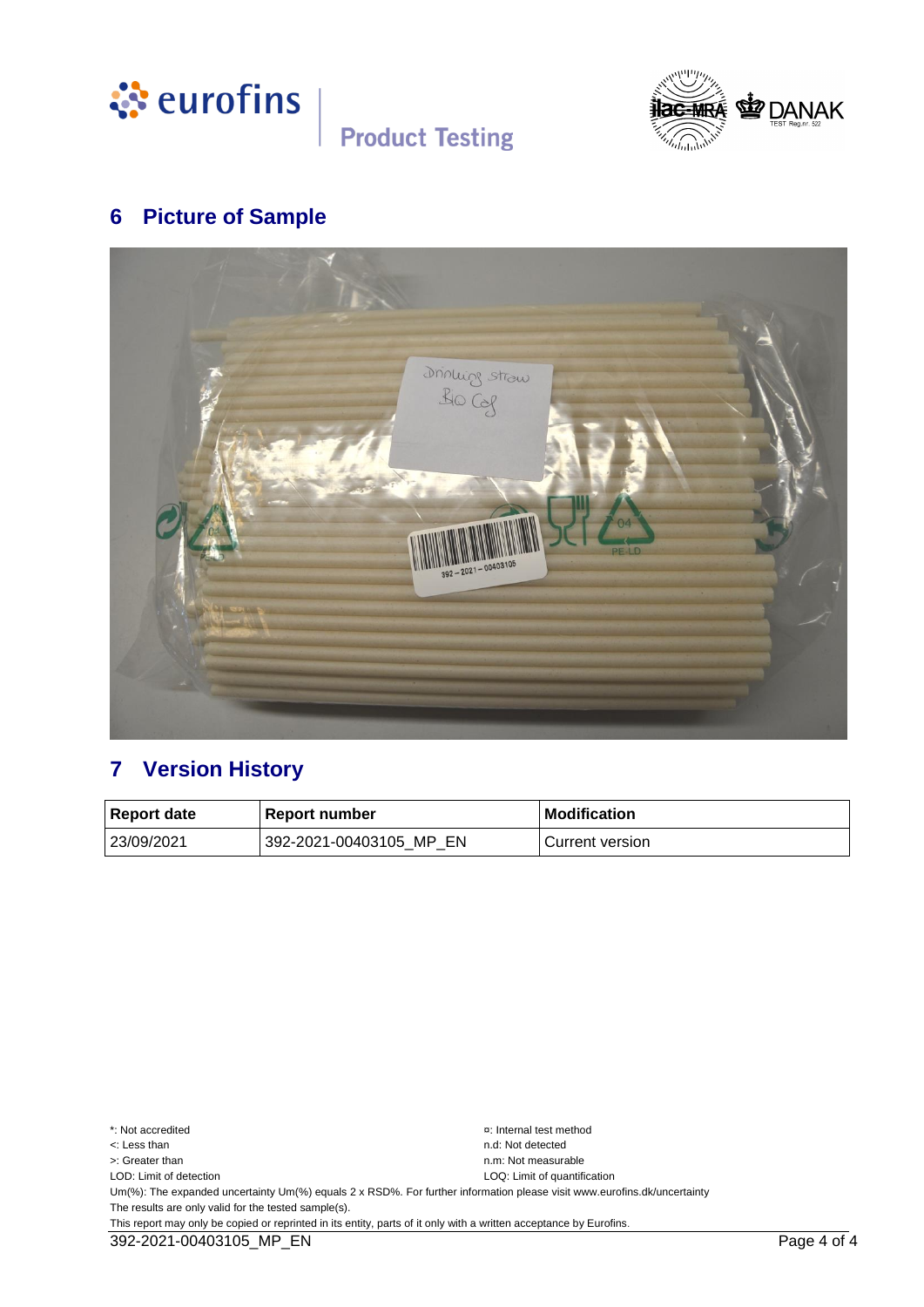## 6 Picture of Sample

## 7 Version History

| Report date | Report number | Modification |
|---|---|---|
| 23/09/2021 | 392-2021-00403105_MP_EN | Current version |

*: Not accredited
<: Less than
>: Greater than
LOD: Limit of detection
¤: Internal test method
n.d: Not detected
n.m: Not measurable
LOQ: Limit of quantification
Um(%): The expanded uncertainty Um(%) equals 2 x RSD%. For further information please visit www.eurofins.dk/uncertainty
The results are only valid for the tested sample(s).
This report may only be copied or reprinted in its entity, parts of it only with a written acceptance by Eurofins.